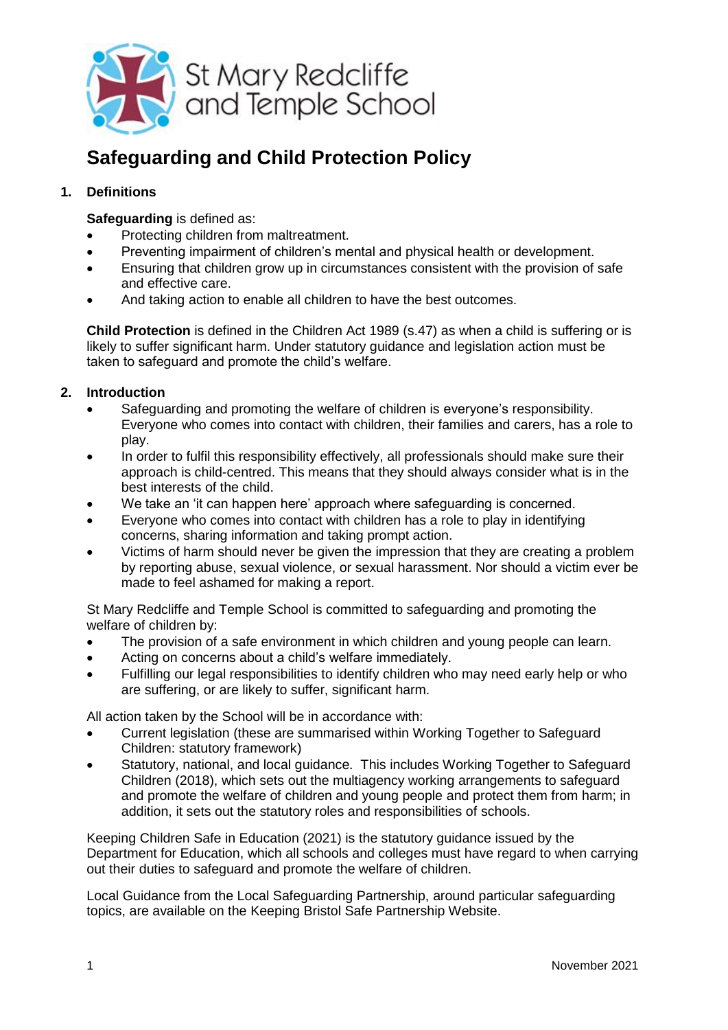St Mary Redcliffe and Temple School

# Safeguarding and Child Protection Policy

## 1. Definitions

**Safeguarding** is defined as:

- Protecting children from maltreatment.
- Preventing impairment of children's mental and physical health or development.
- Ensuring that children grow up in circumstances consistent with the provision of safe and effective care.
- And taking action to enable all children to have the best outcomes.

**Child Protection** is defined in the Children Act 1989 (s.47) as when a child is suffering or is likely to suffer significant harm. Under statutory guidance and legislation action must be taken to safeguard and promote the child's welfare.

## 2. Introduction

- Safeguarding and promoting the welfare of children is everyone's responsibility. Everyone who comes into contact with children, their families and carers, has a role to play.
- In order to fulfil this responsibility effectively, all professionals should make sure their approach is child-centred. This means that they should always consider what is in the best interests of the child.
- We take an 'it can happen here' approach where safeguarding is concerned.
- Everyone who comes into contact with children has a role to play in identifying concerns, sharing information and taking prompt action.
- Victims of harm should never be given the impression that they are creating a problem by reporting abuse, sexual violence, or sexual harassment. Nor should a victim ever be made to feel ashamed for making a report.

St Mary Redcliffe and Temple School is committed to safeguarding and promoting the welfare of children by:

- The provision of a safe environment in which children and young people can learn.
- Acting on concerns about a child's welfare immediately.
- Fulfilling our legal responsibilities to identify children who may need early help or who are suffering, or are likely to suffer, significant harm.

All action taken by the School will be in accordance with:

- Current legislation (these are summarised within Working Together to Safeguard Children: statutory framework)
- Statutory, national, and local guidance. This includes Working Together to Safeguard Children (2018), which sets out the multiagency working arrangements to safeguard and promote the welfare of children and young people and protect them from harm; in addition, it sets out the statutory roles and responsibilities of schools.

Keeping Children Safe in Education (2021) is the statutory guidance issued by the Department for Education, which all schools and colleges must have regard to when carrying out their duties to safeguard and promote the welfare of children.

Local Guidance from the Local Safeguarding Partnership, around particular safeguarding topics, are available on the Keeping Bristol Safe Partnership Website.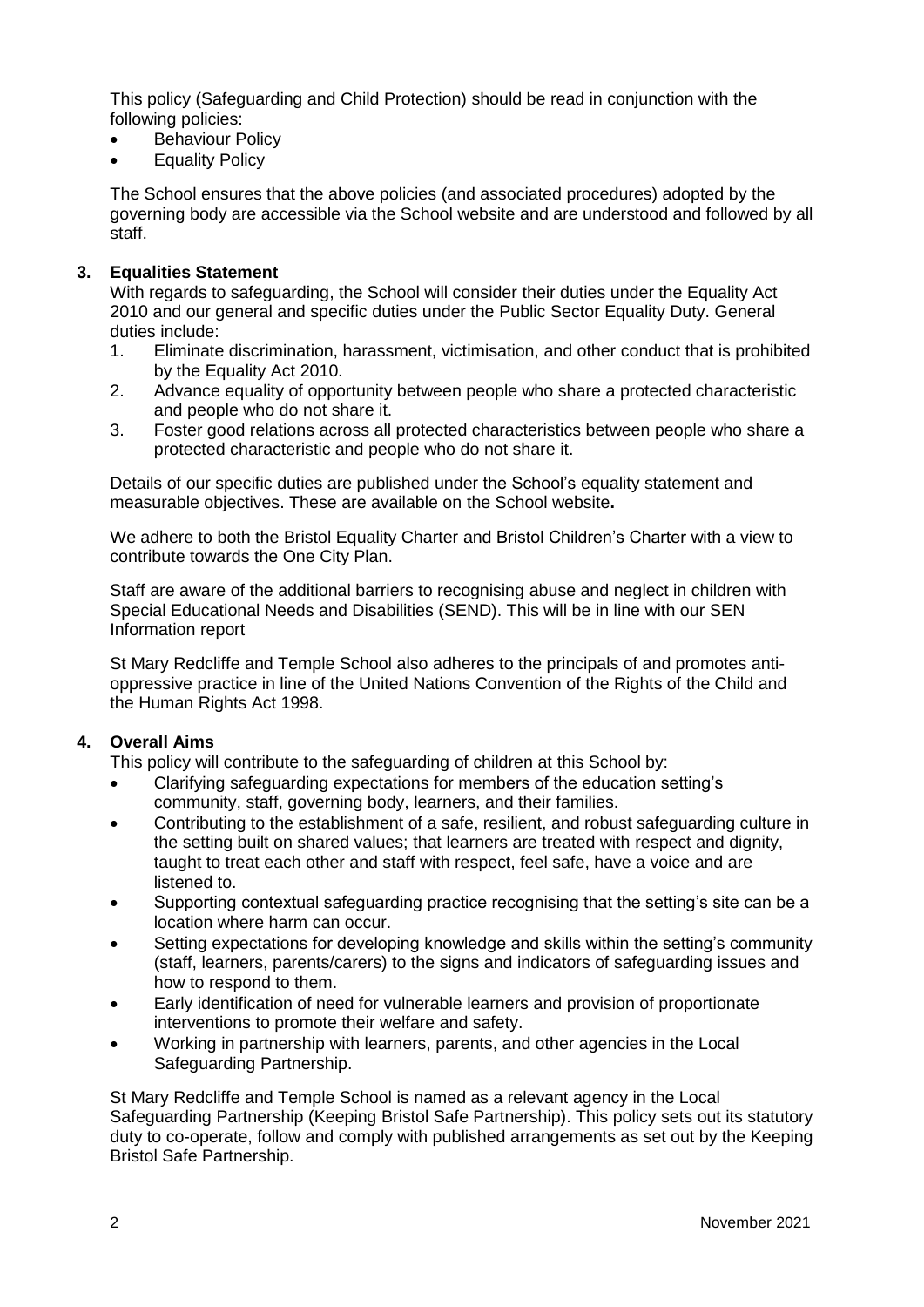This policy (Safeguarding and Child Protection) should be read in conjunction with the following policies:

- Behaviour Policy
- Equality Policy

The School ensures that the above policies (and associated procedures) adopted by the governing body are accessible via the School website and are understood and followed by all staff.

## 3. Equalities Statement

With regards to safeguarding, the School will consider their duties under the Equality Act 2010 and our general and specific duties under the Public Sector Equality Duty. General duties include:

1. Eliminate discrimination, harassment, victimisation, and other conduct that is prohibited by the Equality Act 2010.
2. Advance equality of opportunity between people who share a protected characteristic and people who do not share it.
3. Foster good relations across all protected characteristics between people who share a protected characteristic and people who do not share it.

Details of our specific duties are published under the School's equality statement and measurable objectives. These are available on the School website**.**

We adhere to both the Bristol Equality Charter and Bristol Children's Charter with a view to contribute towards the One City Plan.

Staff are aware of the additional barriers to recognising abuse and neglect in children with Special Educational Needs and Disabilities (SEND). This will be in line with our SEN Information report

St Mary Redcliffe and Temple School also adheres to the principals of and promotes anti-oppressive practice in line of the United Nations Convention of the Rights of the Child and the Human Rights Act 1998.

## 4. Overall Aims

This policy will contribute to the safeguarding of children at this School by:

- Clarifying safeguarding expectations for members of the education setting's community, staff, governing body, learners, and their families.
- Contributing to the establishment of a safe, resilient, and robust safeguarding culture in the setting built on shared values; that learners are treated with respect and dignity, taught to treat each other and staff with respect, feel safe, have a voice and are listened to.
- Supporting contextual safeguarding practice recognising that the setting's site can be a location where harm can occur.
- Setting expectations for developing knowledge and skills within the setting's community (staff, learners, parents/carers) to the signs and indicators of safeguarding issues and how to respond to them.
- Early identification of need for vulnerable learners and provision of proportionate interventions to promote their welfare and safety.
- Working in partnership with learners, parents, and other agencies in the Local Safeguarding Partnership.

St Mary Redcliffe and Temple School is named as a relevant agency in the Local Safeguarding Partnership (Keeping Bristol Safe Partnership). This policy sets out its statutory duty to co-operate, follow and comply with published arrangements as set out by the Keeping Bristol Safe Partnership.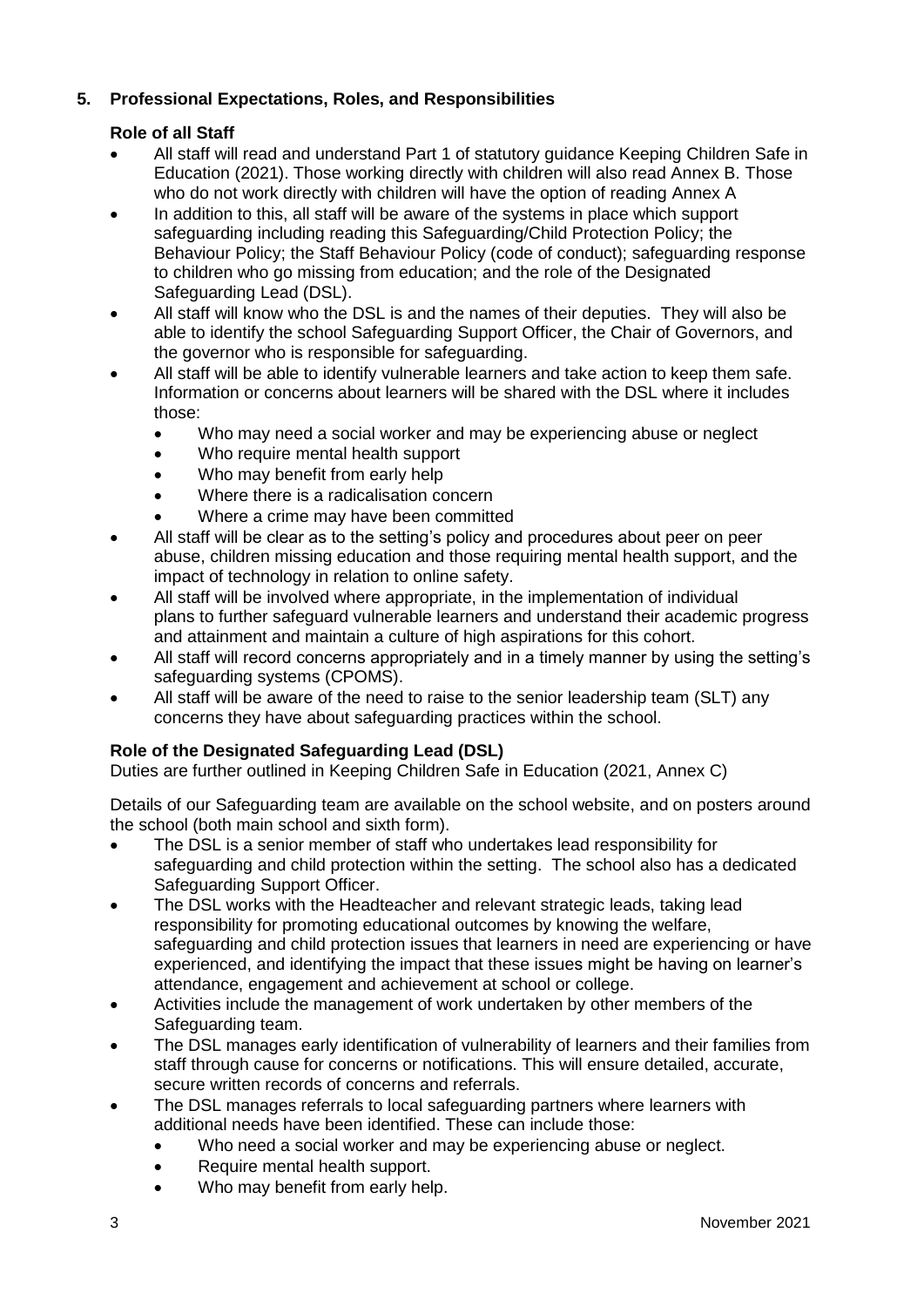## 5. Professional Expectations, Roles, and Responsibilities

### Role of all Staff

- All staff will read and understand Part 1 of statutory guidance Keeping Children Safe in Education (2021). Those working directly with children will also read Annex B. Those who do not work directly with children will have the option of reading Annex A
- In addition to this, all staff will be aware of the systems in place which support safeguarding including reading this Safeguarding/Child Protection Policy; the Behaviour Policy; the Staff Behaviour Policy (code of conduct); safeguarding response to children who go missing from education; and the role of the Designated Safeguarding Lead (DSL).
- All staff will know who the DSL is and the names of their deputies. They will also be able to identify the school Safeguarding Support Officer, the Chair of Governors, and the governor who is responsible for safeguarding.
- All staff will be able to identify vulnerable learners and take action to keep them safe. Information or concerns about learners will be shared with the DSL where it includes those:
  - Who may need a social worker and may be experiencing abuse or neglect
  - Who require mental health support
  - Who may benefit from early help
  - Where there is a radicalisation concern
  - Where a crime may have been committed
- All staff will be clear as to the setting's policy and procedures about peer on peer abuse, children missing education and those requiring mental health support, and the impact of technology in relation to online safety.
- All staff will be involved where appropriate, in the implementation of individual plans to further safeguard vulnerable learners and understand their academic progress and attainment and maintain a culture of high aspirations for this cohort.
- All staff will record concerns appropriately and in a timely manner by using the setting's safeguarding systems (CPOMS).
- All staff will be aware of the need to raise to the senior leadership team (SLT) any concerns they have about safeguarding practices within the school.

### Role of the Designated Safeguarding Lead (DSL)

Duties are further outlined in Keeping Children Safe in Education (2021, Annex C)

Details of our Safeguarding team are available on the school website, and on posters around the school (both main school and sixth form).

- The DSL is a senior member of staff who undertakes lead responsibility for safeguarding and child protection within the setting. The school also has a dedicated Safeguarding Support Officer.
- The DSL works with the Headteacher and relevant strategic leads, taking lead responsibility for promoting educational outcomes by knowing the welfare, safeguarding and child protection issues that learners in need are experiencing or have experienced, and identifying the impact that these issues might be having on learner's attendance, engagement and achievement at school or college.
- Activities include the management of work undertaken by other members of the Safeguarding team.
- The DSL manages early identification of vulnerability of learners and their families from staff through cause for concerns or notifications. This will ensure detailed, accurate, secure written records of concerns and referrals.
- The DSL manages referrals to local safeguarding partners where learners with additional needs have been identified. These can include those:
  - Who need a social worker and may be experiencing abuse or neglect.
  - Require mental health support.
  - Who may benefit from early help.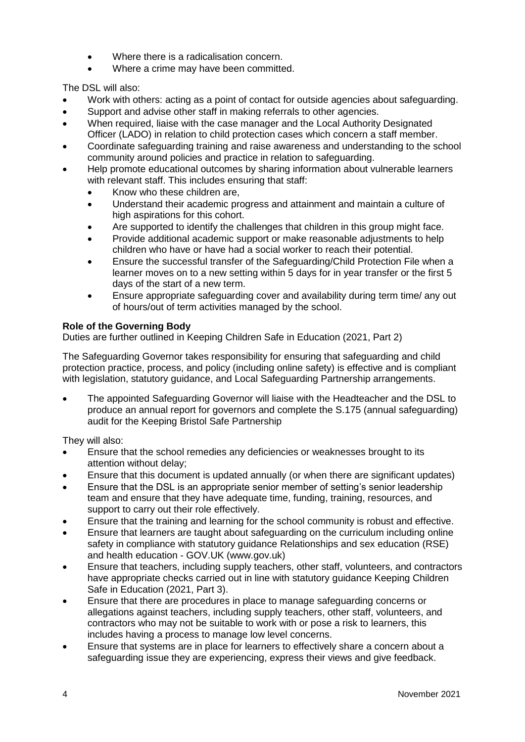- Where there is a radicalisation concern.
- Where a crime may have been committed.

The DSL will also:

- Work with others: acting as a point of contact for outside agencies about safeguarding.
- Support and advise other staff in making referrals to other agencies.
- When required, liaise with the case manager and the Local Authority Designated Officer (LADO) in relation to child protection cases which concern a staff member.
- Coordinate safeguarding training and raise awareness and understanding to the school community around policies and practice in relation to safeguarding.
- Help promote educational outcomes by sharing information about vulnerable learners with relevant staff. This includes ensuring that staff:
    - Know who these children are,
    - Understand their academic progress and attainment and maintain a culture of high aspirations for this cohort.
    - Are supported to identify the challenges that children in this group might face.
    - Provide additional academic support or make reasonable adjustments to help children who have or have had a social worker to reach their potential.
    - Ensure the successful transfer of the Safeguarding/Child Protection File when a learner moves on to a new setting within 5 days for in year transfer or the first 5 days of the start of a new term.
    - Ensure appropriate safeguarding cover and availability during term time/ any out of hours/out of term activities managed by the school.

**Role of the Governing Body**

Duties are further outlined in Keeping Children Safe in Education (2021, Part 2)

The Safeguarding Governor takes responsibility for ensuring that safeguarding and child protection practice, process, and policy (including online safety) is effective and is compliant with legislation, statutory guidance, and Local Safeguarding Partnership arrangements.

- The appointed Safeguarding Governor will liaise with the Headteacher and the DSL to produce an annual report for governors and complete the S.175 (annual safeguarding) audit for the Keeping Bristol Safe Partnership

They will also:

- Ensure that the school remedies any deficiencies or weaknesses brought to its attention without delay;
- Ensure that this document is updated annually (or when there are significant updates)
- Ensure that the DSL is an appropriate senior member of setting's senior leadership team and ensure that they have adequate time, funding, training, resources, and support to carry out their role effectively.
- Ensure that the training and learning for the school community is robust and effective.
- Ensure that learners are taught about safeguarding on the curriculum including online safety in compliance with statutory guidance Relationships and sex education (RSE) and health education - GOV.UK (www.gov.uk)
- Ensure that teachers, including supply teachers, other staff, volunteers, and contractors have appropriate checks carried out in line with statutory guidance Keeping Children Safe in Education (2021, Part 3).
- Ensure that there are procedures in place to manage safeguarding concerns or allegations against teachers, including supply teachers, other staff, volunteers, and contractors who may not be suitable to work with or pose a risk to learners, this includes having a process to manage low level concerns.
- Ensure that systems are in place for learners to effectively share a concern about a safeguarding issue they are experiencing, express their views and give feedback.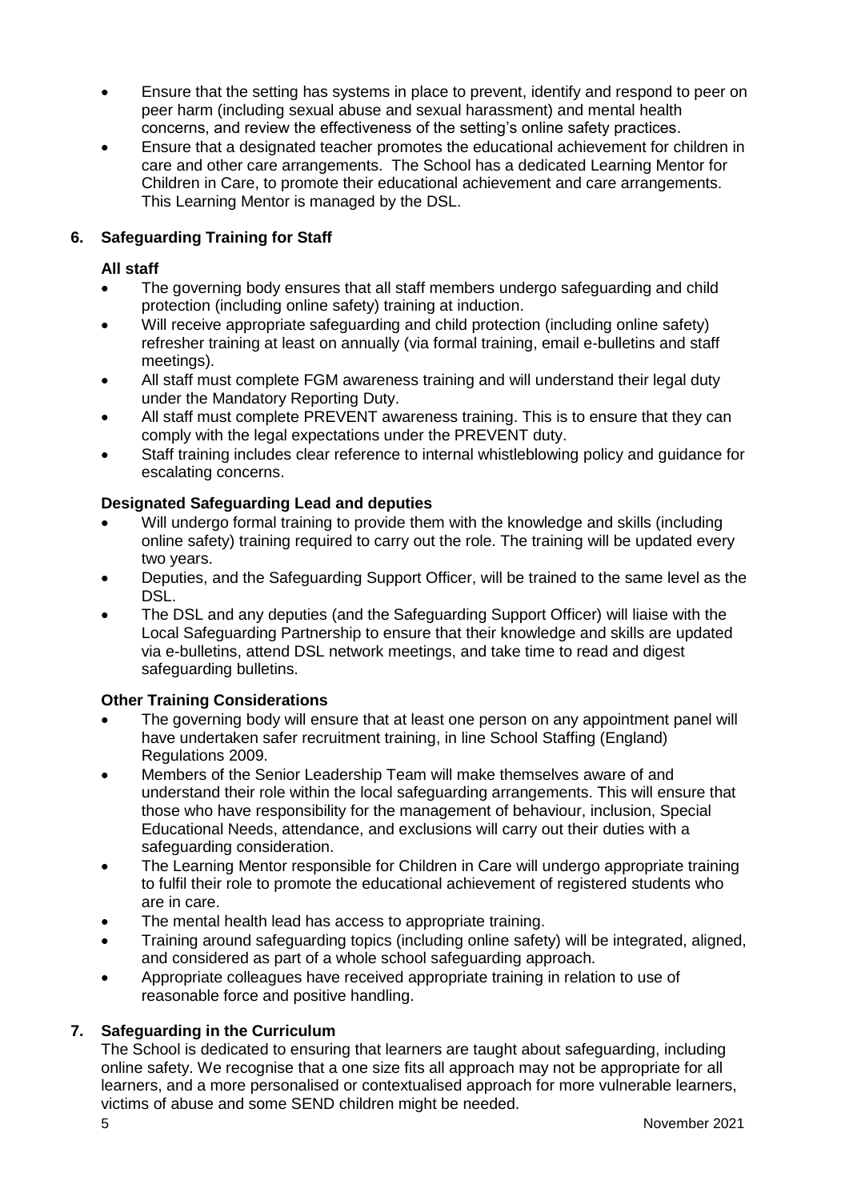- Ensure that the setting has systems in place to prevent, identify and respond to peer on peer harm (including sexual abuse and sexual harassment) and mental health concerns, and review the effectiveness of the setting's online safety practices.
- Ensure that a designated teacher promotes the educational achievement for children in care and other care arrangements. The School has a dedicated Learning Mentor for Children in Care, to promote their educational achievement and care arrangements. This Learning Mentor is managed by the DSL.

## 6. Safeguarding Training for Staff

### All staff

- The governing body ensures that all staff members undergo safeguarding and child protection (including online safety) training at induction.
- Will receive appropriate safeguarding and child protection (including online safety) refresher training at least on annually (via formal training, email e-bulletins and staff meetings).
- All staff must complete FGM awareness training and will understand their legal duty under the Mandatory Reporting Duty.
- All staff must complete PREVENT awareness training. This is to ensure that they can comply with the legal expectations under the PREVENT duty.
- Staff training includes clear reference to internal whistleblowing policy and guidance for escalating concerns.

### Designated Safeguarding Lead and deputies

- Will undergo formal training to provide them with the knowledge and skills (including online safety) training required to carry out the role. The training will be updated every two years.
- Deputies, and the Safeguarding Support Officer, will be trained to the same level as the DSL.
- The DSL and any deputies (and the Safeguarding Support Officer) will liaise with the Local Safeguarding Partnership to ensure that their knowledge and skills are updated via e-bulletins, attend DSL network meetings, and take time to read and digest safeguarding bulletins.

### Other Training Considerations

- The governing body will ensure that at least one person on any appointment panel will have undertaken safer recruitment training, in line School Staffing (England) Regulations 2009.
- Members of the Senior Leadership Team will make themselves aware of and understand their role within the local safeguarding arrangements. This will ensure that those who have responsibility for the management of behaviour, inclusion, Special Educational Needs, attendance, and exclusions will carry out their duties with a safeguarding consideration.
- The Learning Mentor responsible for Children in Care will undergo appropriate training to fulfil their role to promote the educational achievement of registered students who are in care.
- The mental health lead has access to appropriate training.
- Training around safeguarding topics (including online safety) will be integrated, aligned, and considered as part of a whole school safeguarding approach.
- Appropriate colleagues have received appropriate training in relation to use of reasonable force and positive handling.

## 7. Safeguarding in the Curriculum

The School is dedicated to ensuring that learners are taught about safeguarding, including online safety. We recognise that a one size fits all approach may not be appropriate for all learners, and a more personalised or contextualised approach for more vulnerable learners, victims of abuse and some SEND children might be needed.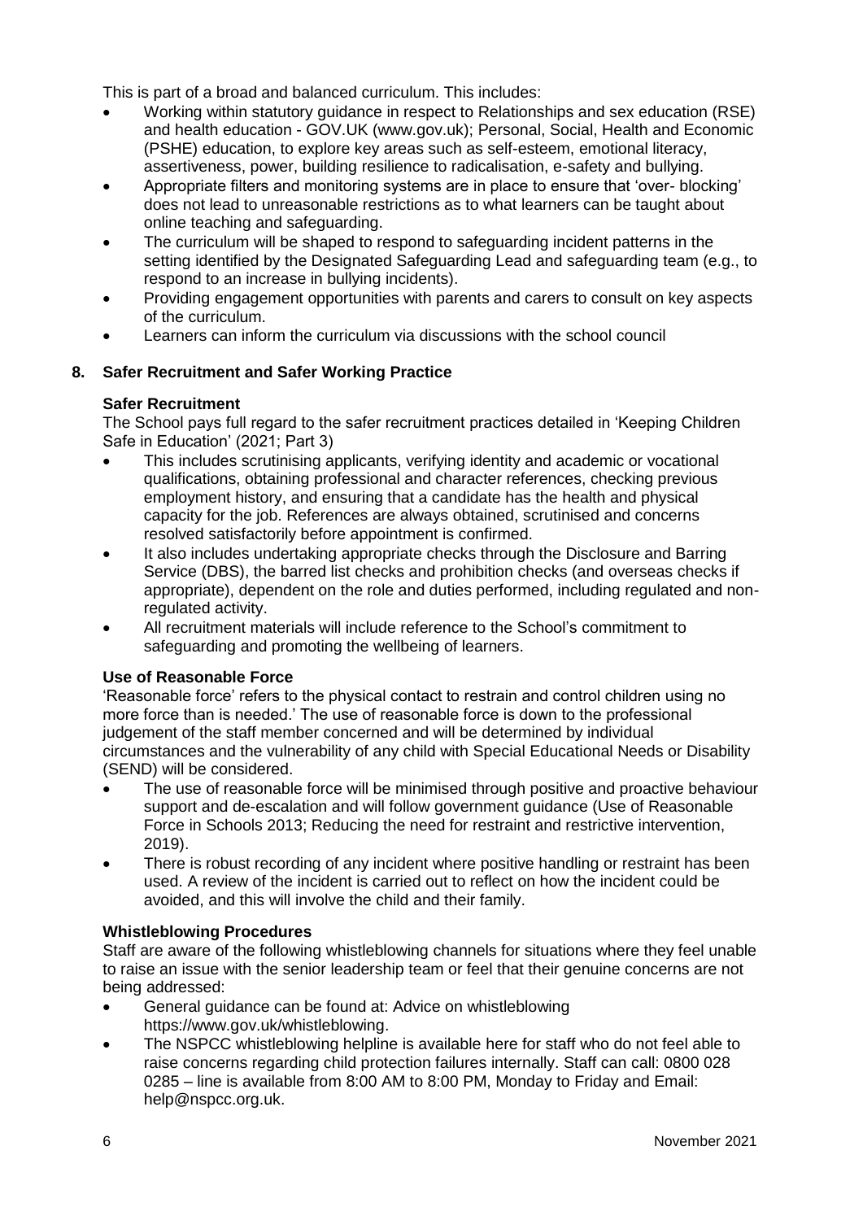This is part of a broad and balanced curriculum. This includes:

- Working within statutory guidance in respect to Relationships and sex education (RSE) and health education - GOV.UK (www.gov.uk); Personal, Social, Health and Economic (PSHE) education, to explore key areas such as self-esteem, emotional literacy, assertiveness, power, building resilience to radicalisation, e-safety and bullying.
- Appropriate filters and monitoring systems are in place to ensure that 'over- blocking' does not lead to unreasonable restrictions as to what learners can be taught about online teaching and safeguarding.
- The curriculum will be shaped to respond to safeguarding incident patterns in the setting identified by the Designated Safeguarding Lead and safeguarding team (e.g., to respond to an increase in bullying incidents).
- Providing engagement opportunities with parents and carers to consult on key aspects of the curriculum.
- Learners can inform the curriculum via discussions with the school council

## 8. Safer Recruitment and Safer Working Practice

### Safer Recruitment

The School pays full regard to the safer recruitment practices detailed in 'Keeping Children Safe in Education' (2021; Part 3)

- This includes scrutinising applicants, verifying identity and academic or vocational qualifications, obtaining professional and character references, checking previous employment history, and ensuring that a candidate has the health and physical capacity for the job. References are always obtained, scrutinised and concerns resolved satisfactorily before appointment is confirmed.
- It also includes undertaking appropriate checks through the Disclosure and Barring Service (DBS), the barred list checks and prohibition checks (and overseas checks if appropriate), dependent on the role and duties performed, including regulated and non-regulated activity.
- All recruitment materials will include reference to the School's commitment to safeguarding and promoting the wellbeing of learners.

### Use of Reasonable Force

'Reasonable force' refers to the physical contact to restrain and control children using no more force than is needed.' The use of reasonable force is down to the professional judgement of the staff member concerned and will be determined by individual circumstances and the vulnerability of any child with Special Educational Needs or Disability (SEND) will be considered.

- The use of reasonable force will be minimised through positive and proactive behaviour support and de-escalation and will follow government guidance (Use of Reasonable Force in Schools 2013; Reducing the need for restraint and restrictive intervention, 2019).
- There is robust recording of any incident where positive handling or restraint has been used. A review of the incident is carried out to reflect on how the incident could be avoided, and this will involve the child and their family.

### Whistleblowing Procedures

Staff are aware of the following whistleblowing channels for situations where they feel unable to raise an issue with the senior leadership team or feel that their genuine concerns are not being addressed:

- General guidance can be found at: Advice on whistleblowing https://www.gov.uk/whistleblowing.
- The NSPCC whistleblowing helpline is available here for staff who do not feel able to raise concerns regarding child protection failures internally. Staff can call: 0800 028 0285 – line is available from 8:00 AM to 8:00 PM, Monday to Friday and Email: help@nspcc.org.uk.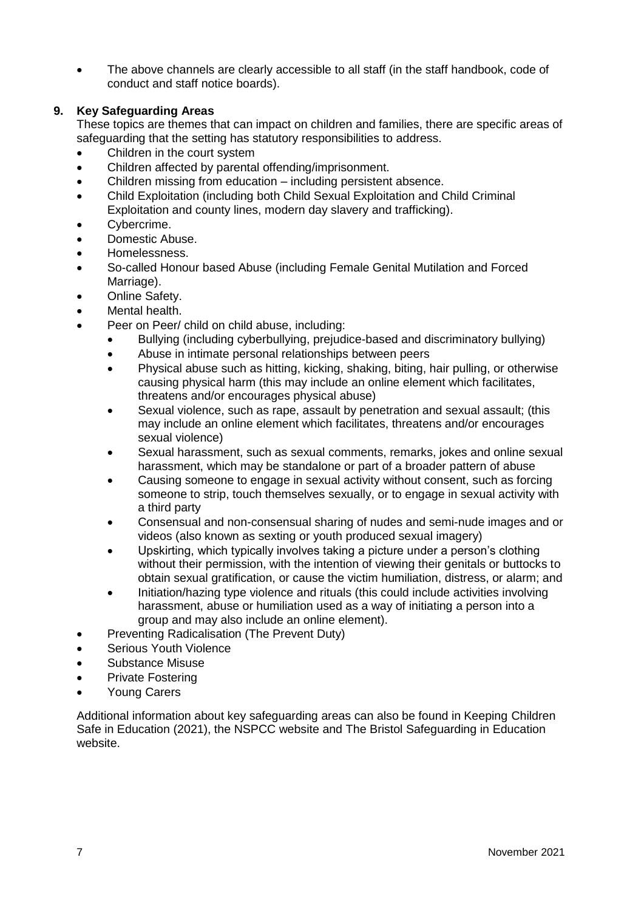- The above channels are clearly accessible to all staff (in the staff handbook, code of conduct and staff notice boards).

## 9. Key Safeguarding Areas

These topics are themes that can impact on children and families, there are specific areas of safeguarding that the setting has statutory responsibilities to address.

- Children in the court system
- Children affected by parental offending/imprisonment.
- Children missing from education – including persistent absence.
- Child Exploitation (including both Child Sexual Exploitation and Child Criminal Exploitation and county lines, modern day slavery and trafficking).
- Cybercrime.
- Domestic Abuse.
- Homelessness.
- So-called Honour based Abuse (including Female Genital Mutilation and Forced Marriage).
- Online Safety.
- Mental health.
- Peer on Peer/ child on child abuse, including:
    - Bullying (including cyberbullying, prejudice-based and discriminatory bullying)
    - Abuse in intimate personal relationships between peers
    - Physical abuse such as hitting, kicking, shaking, biting, hair pulling, or otherwise causing physical harm (this may include an online element which facilitates, threatens and/or encourages physical abuse)
    - Sexual violence, such as rape, assault by penetration and sexual assault; (this may include an online element which facilitates, threatens and/or encourages sexual violence)
    - Sexual harassment, such as sexual comments, remarks, jokes and online sexual harassment, which may be standalone or part of a broader pattern of abuse
    - Causing someone to engage in sexual activity without consent, such as forcing someone to strip, touch themselves sexually, or to engage in sexual activity with a third party
    - Consensual and non-consensual sharing of nudes and semi-nude images and or videos (also known as sexting or youth produced sexual imagery)
    - Upskirting, which typically involves taking a picture under a person's clothing without their permission, with the intention of viewing their genitals or buttocks to obtain sexual gratification, or cause the victim humiliation, distress, or alarm; and
    - Initiation/hazing type violence and rituals (this could include activities involving harassment, abuse or humiliation used as a way of initiating a person into a group and may also include an online element).
- Preventing Radicalisation (The Prevent Duty)
- Serious Youth Violence
- Substance Misuse
- Private Fostering
- Young Carers

Additional information about key safeguarding areas can also be found in Keeping Children Safe in Education (2021), the NSPCC website and The Bristol Safeguarding in Education website.